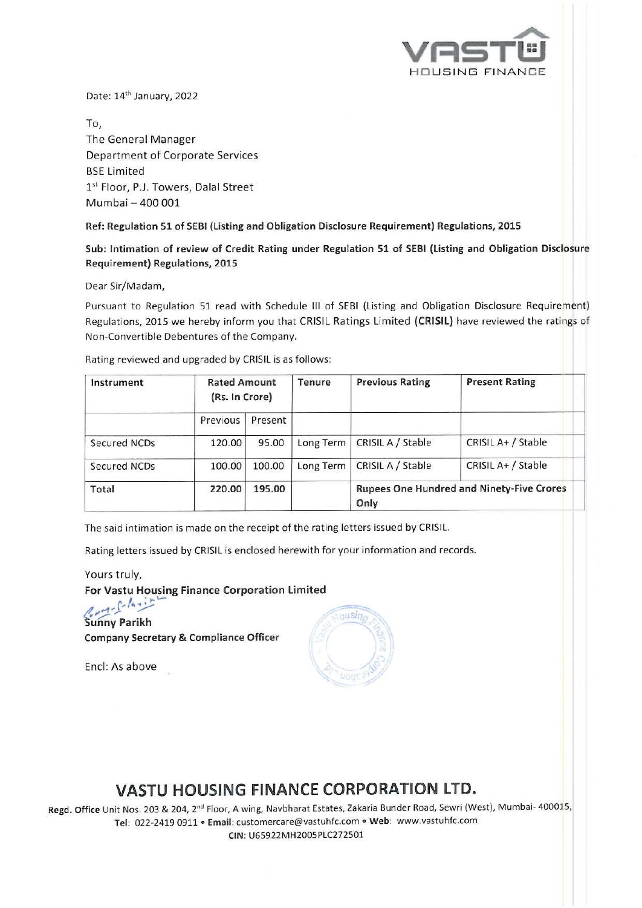Date: 14th January, 2022

To,
The General Manager
Department of Corporate Services
BSE Limited
1st Floor, P.J. Towers, Dalal Street
Mumbai – 400 001

**Ref: Regulation 51 of SEBI (Listing and Obligation Disclosure Requirement) Regulations, 2015**

**Sub: Intimation of review of Credit Rating under Regulation 51 of SEBI (Listing and Obligation Disclosure Requirement) Regulations, 2015**

Dear Sir/Madam,

Pursuant to Regulation 51 read with Schedule III of SEBI (Listing and Obligation Disclosure Requirement) Regulations, 2015 we hereby inform you that CRISIL Ratings Limited (**CRISIL**) have reviewed the ratings of Non-Convertible Debentures of the Company.

Rating reviewed and upgraded by CRISIL is as follows:

| **Instrument** | **Rated Amount (Rs. In Crore)** | | **Tenure** | **Previous Rating** | **Present Rating** |
|---|---|---|---|---|---|
| | Previous | Present | | | |
| Secured NCDs | 120.00 | 95.00 | Long Term | CRISIL A / Stable | CRISIL A+ / Stable |
| Secured NCDs | 100.00 | 100.00 | Long Term | CRISIL A / Stable | CRISIL A+ / Stable |
| Total | 220.00 | **195.00** | | **Rupees One Hundred and Ninety-Five Crores Only** | |

The said intimation is made on the receipt of the rating letters issued by CRISIL.

Rating letters issued by CRISIL is enclosed herewith for your information and records.

Yours truly,

**For Vastu Housing Finance Corporation Limited**

**Sunny Parikh**
**Company Secretary & Compliance Officer**

Encl: As above

## VASTU HOUSING FINANCE CORPORATION LTD.

**Regd. Office** Unit Nos. 203 & 204, 2nd Floor, A wing, Navbharat Estates, Zakaria Bunder Road, Sewri (West), Mumbai- 400015,
**Tel**: 022-2419 0911 • **Email**: customercare@vastuhfc.com • **Web**: www.vastuhfc.com
**CIN**: U65922MH2005PLC272501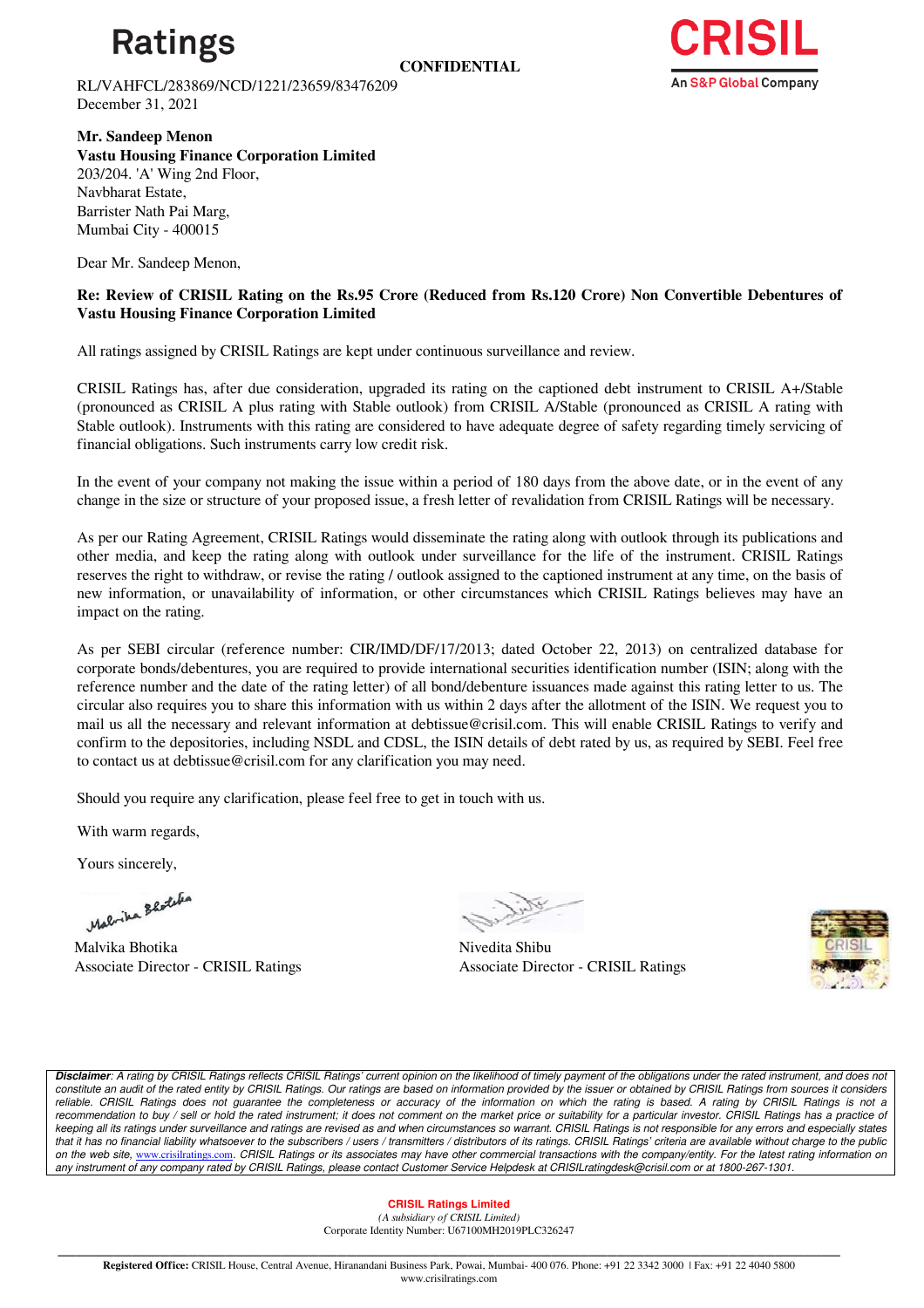CONFIDENTIAL

RL/VAHFCL/283869/NCD/1221/23659/83476209
December 31, 2021

**Mr. Sandeep Menon**
**Vastu Housing Finance Corporation Limited**
203/204. 'A' Wing 2nd Floor,
Navbharat Estate,
Barrister Nath Pai Marg,
Mumbai City - 400015

Dear Mr. Sandeep Menon,

**Re: Review of CRISIL Rating on the Rs.95 Crore (Reduced from Rs.120 Crore) Non Convertible Debentures of Vastu Housing Finance Corporation Limited**

All ratings assigned by CRISIL Ratings are kept under continuous surveillance and review.

CRISIL Ratings has, after due consideration, upgraded its rating on the captioned debt instrument to CRISIL A+/Stable (pronounced as CRISIL A plus rating with Stable outlook) from CRISIL A/Stable (pronounced as CRISIL A rating with Stable outlook). Instruments with this rating are considered to have adequate degree of safety regarding timely servicing of financial obligations. Such instruments carry low credit risk.

In the event of your company not making the issue within a period of 180 days from the above date, or in the event of any change in the size or structure of your proposed issue, a fresh letter of revalidation from CRISIL Ratings will be necessary.

As per our Rating Agreement, CRISIL Ratings would disseminate the rating along with outlook through its publications and other media, and keep the rating along with outlook under surveillance for the life of the instrument. CRISIL Ratings reserves the right to withdraw, or revise the rating / outlook assigned to the captioned instrument at any time, on the basis of new information, or unavailability of information, or other circumstances which CRISIL Ratings believes may have an impact on the rating.

As per SEBI circular (reference number: CIR/IMD/DF/17/2013; dated October 22, 2013) on centralized database for corporate bonds/debentures, you are required to provide international securities identification number (ISIN; along with the reference number and the date of the rating letter) of all bond/debenture issuances made against this rating letter to us. The circular also requires you to share this information with us within 2 days after the allotment of the ISIN. We request you to mail us all the necessary and relevant information at debtissue@crisil.com. This will enable CRISIL Ratings to verify and confirm to the depositories, including NSDL and CDSL, the ISIN details of debt rated by us, as required by SEBI. Feel free to contact us at debtissue@crisil.com for any clarification you may need.

Should you require any clarification, please feel free to get in touch with us.

With warm regards,

Yours sincerely,

Malvika Bhotika
Associate Director - CRISIL Ratings

Nivedita Shibu
Associate Director - CRISIL Ratings

***Disclaimer**: A rating by CRISIL Ratings reflects CRISIL Ratings' current opinion on the likelihood of timely payment of the obligations under the rated instrument, and does not constitute an audit of the rated entity by CRISIL Ratings. Our ratings are based on information provided by the issuer or obtained by CRISIL Ratings from sources it considers reliable. CRISIL Ratings does not guarantee the completeness or accuracy of the information on which the rating is based. A rating by CRISIL Ratings is not a recommendation to buy / sell or hold the rated instrument; it does not comment on the market price or suitability for a particular investor. CRISIL Ratings has a practice of keeping all its ratings under surveillance and ratings are revised as and when circumstances so warrant. CRISIL Ratings is not responsible for any errors and especially states that it has no financial liability whatsoever to the subscribers / users / transmitters / distributors of its ratings. CRISIL Ratings' criteria are available without charge to the public on the web site, www.crisilratings.com. CRISIL Ratings or its associates may have other commercial transactions with the company/entity. For the latest rating information on any instrument of any company rated by CRISIL Ratings, please contact Customer Service Helpdesk at CRISILratingdesk@crisil.com or at 1800-267-1301.*

**CRISIL Ratings Limited**
*(A subsidiary of CRISIL Limited)*
Corporate Identity Number: U67100MH2019PLC326247

**Registered Office:** CRISIL House, Central Avenue, Hiranandani Business Park, Powai, Mumbai- 400 076. Phone: +91 22 3342 3000 | Fax: +91 22 4040 5800
www.crisilratings.com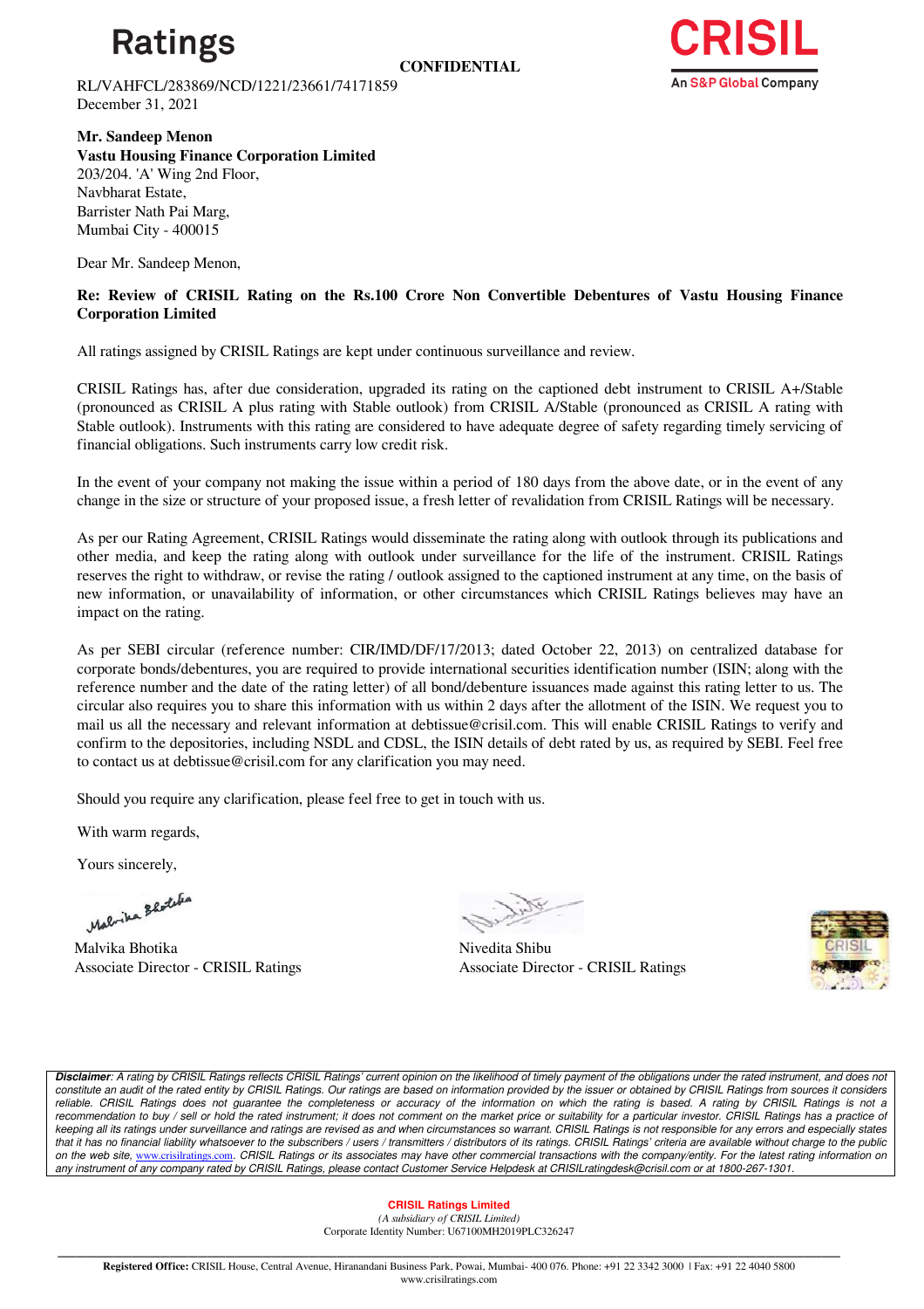Ratings

**CONFIDENTIAL**

CRISIL
An S&P Global Company

RL/VAHFCL/283869/NCD/1221/23661/74171859
December 31, 2021

**Mr. Sandeep Menon**
**Vastu Housing Finance Corporation Limited**
203/204. 'A' Wing 2nd Floor,
Navbharat Estate,
Barrister Nath Pai Marg,
Mumbai City - 400015

Dear Mr. Sandeep Menon,

**Re: Review of CRISIL Rating on the Rs.100 Crore Non Convertible Debentures of Vastu Housing Finance Corporation Limited**

All ratings assigned by CRISIL Ratings are kept under continuous surveillance and review.

CRISIL Ratings has, after due consideration, upgraded its rating on the captioned debt instrument to CRISIL A+/Stable (pronounced as CRISIL A plus rating with Stable outlook) from CRISIL A/Stable (pronounced as CRISIL A rating with Stable outlook). Instruments with this rating are considered to have adequate degree of safety regarding timely servicing of financial obligations. Such instruments carry low credit risk.

In the event of your company not making the issue within a period of 180 days from the above date, or in the event of any change in the size or structure of your proposed issue, a fresh letter of revalidation from CRISIL Ratings will be necessary.

As per our Rating Agreement, CRISIL Ratings would disseminate the rating along with outlook through its publications and other media, and keep the rating along with outlook under surveillance for the life of the instrument. CRISIL Ratings reserves the right to withdraw, or revise the rating / outlook assigned to the captioned instrument at any time, on the basis of new information, or unavailability of information, or other circumstances which CRISIL Ratings believes may have an impact on the rating.

As per SEBI circular (reference number: CIR/IMD/DF/17/2013; dated October 22, 2013) on centralized database for corporate bonds/debentures, you are required to provide international securities identification number (ISIN; along with the reference number and the date of the rating letter) of all bond/debenture issuances made against this rating letter to us. The circular also requires you to share this information with us within 2 days after the allotment of the ISIN. We request you to mail us all the necessary and relevant information at debtissue@crisil.com. This will enable CRISIL Ratings to verify and confirm to the depositories, including NSDL and CDSL, the ISIN details of debt rated by us, as required by SEBI. Feel free to contact us at debtissue@crisil.com for any clarification you may need.

Should you require any clarification, please feel free to get in touch with us.

With warm regards,

Yours sincerely,

Malvika Bhotika
Associate Director - CRISIL Ratings

Nivedita Shibu
Associate Director - CRISIL Ratings

***Disclaimer**: A rating by CRISIL Ratings reflects CRISIL Ratings' current opinion on the likelihood of timely payment of the obligations under the rated instrument, and does not constitute an audit of the rated entity by CRISIL Ratings. Our ratings are based on information provided by the issuer or obtained by CRISIL Ratings from sources it considers reliable. CRISIL Ratings does not guarantee the completeness or accuracy of the information on which the rating is based. A rating by CRISIL Ratings is not a recommendation to buy / sell or hold the rated instrument; it does not comment on the market price or suitability for a particular investor. CRISIL Ratings has a practice of keeping all its ratings under surveillance and ratings are revised as and when circumstances so warrant. CRISIL Ratings is not responsible for any errors and especially states that it has no financial liability whatsoever to the subscribers / users / transmitters / distributors of its ratings. CRISIL Ratings' criteria are available without charge to the public on the web site, www.crisilratings.com. CRISIL Ratings or its associates may have other commercial transactions with the company/entity. For the latest rating information on any instrument of any company rated by CRISIL Ratings, please contact Customer Service Helpdesk at CRISILratingdesk@crisil.com or at 1800-267-1301.*

**CRISIL Ratings Limited**
*(A subsidiary of CRISIL Limited)*
Corporate Identity Number: U67100MH2019PLC326247

**Registered Office:** CRISIL House, Central Avenue, Hiranandani Business Park, Powai, Mumbai- 400 076. Phone: +91 22 3342 3000 | Fax: +91 22 4040 5800
www.crisilratings.com